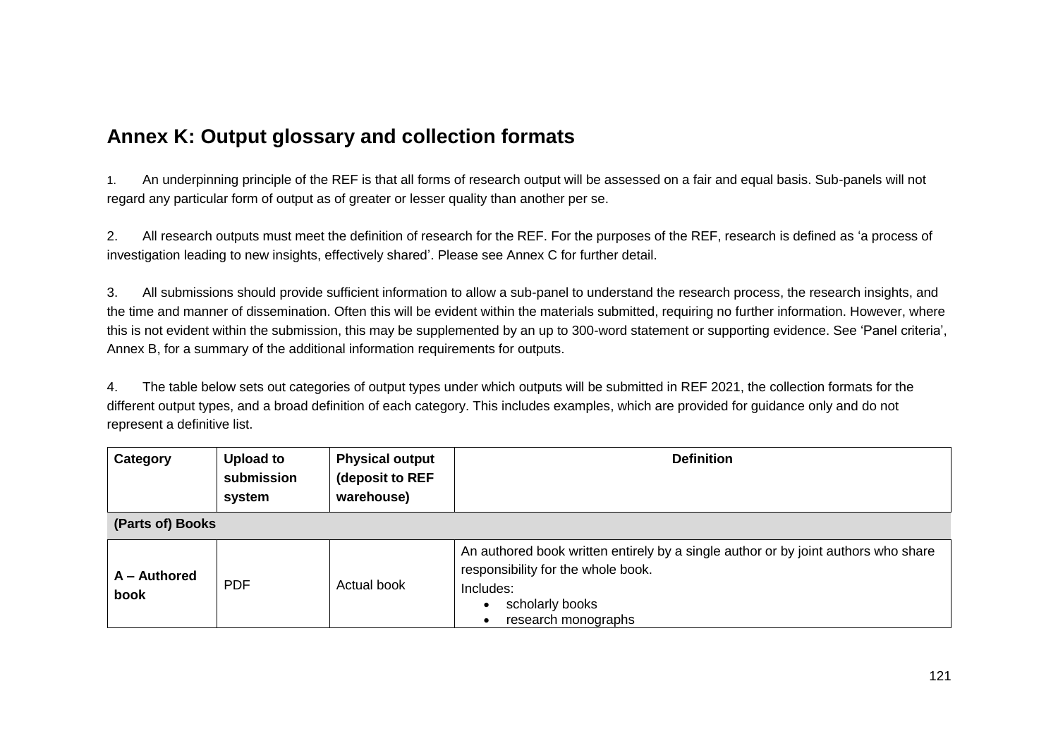## Annex K: Output glossary and collection formats

1. An underpinning principle of the REF is that all forms of research output will be assessed on a fair and equal basis. Sub-panels will not regard any particular form of output as of greater or lesser quality than another per se.

2. All research outputs must meet the definition of research for the REF. For the purposes of the REF, research is defined as 'a process of investigation leading to new insights, effectively shared'. Please see Annex C for further detail.

3. All submissions should provide sufficient information to allow a sub-panel to understand the research process, the research insights, and the time and manner of dissemination. Often this will be evident within the materials submitted, requiring no further information. However, where this is not evident within the submission, this may be supplemented by an up to 300-word statement or supporting evidence. See 'Panel criteria', Annex B, for a summary of the additional information requirements for outputs.

4. The table below sets out categories of output types under which outputs will be submitted in REF 2021, the collection formats for the different output types, and a broad definition of each category. This includes examples, which are provided for guidance only and do not represent a definitive list.

| Category | Upload to submission system | Physical output (deposit to REF warehouse) | Definition |
|---|---|---|---|
| **(Parts of) Books** | | | |
| **A – Authored book** | PDF | Actual book | An authored book written entirely by a single author or by joint authors who share responsibility for the whole book.<br>Includes:<br>• scholarly books<br>• research monographs |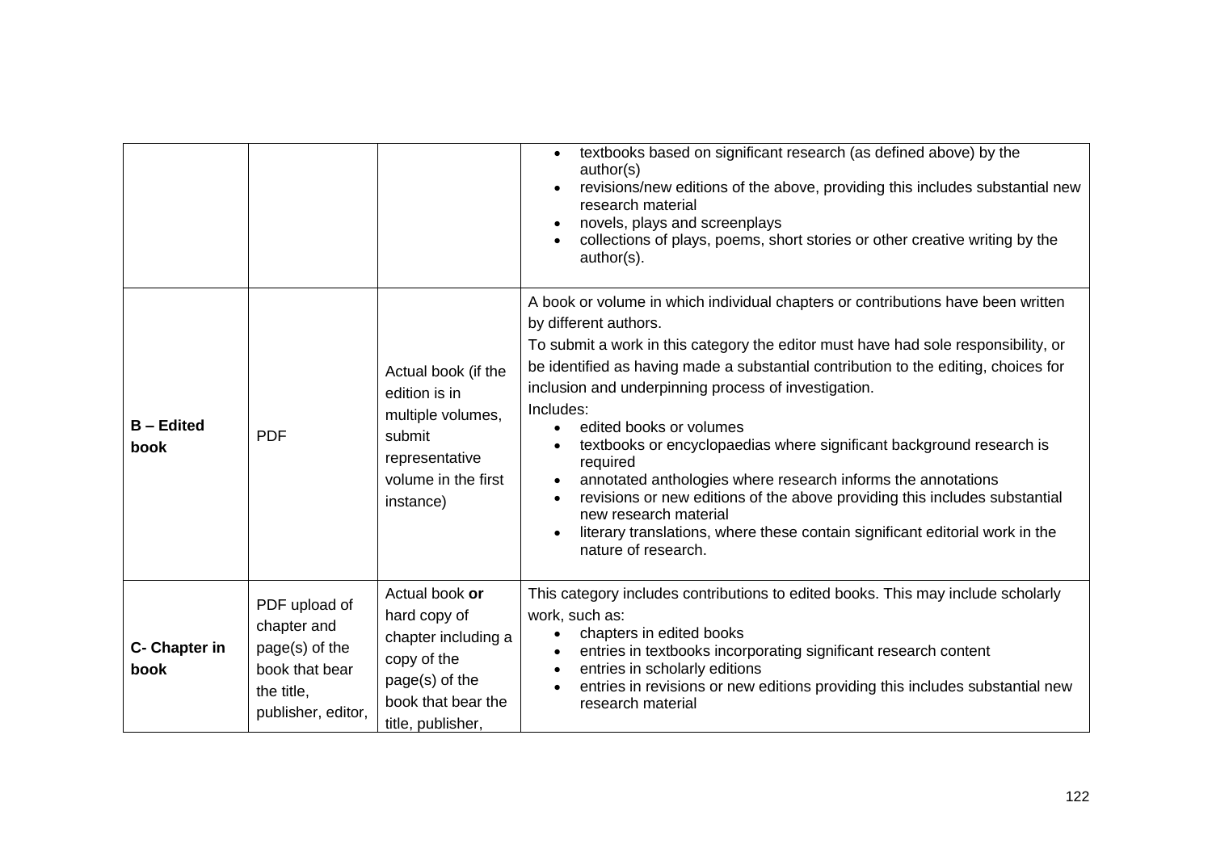| | | | |
|---|---|---|---|
| | | | • textbooks based on significant research (as defined above) by the author(s)<br>• revisions/new editions of the above, providing this includes substantial new research material<br>• novels, plays and screenplays<br>• collections of plays, poems, short stories or other creative writing by the author(s). |
| **B – Edited book** | PDF | Actual book (if the edition is in multiple volumes, submit representative volume in the first instance) | A book or volume in which individual chapters or contributions have been written by different authors.<br>To submit a work in this category the editor must have had sole responsibility, or be identified as having made a substantial contribution to the editing, choices for inclusion and underpinning process of investigation.<br>Includes:<br>• edited books or volumes<br>• textbooks or encyclopaedias where significant background research is required<br>• annotated anthologies where research informs the annotations<br>• revisions or new editions of the above providing this includes substantial new research material<br>• literary translations, where these contain significant editorial work in the nature of research. |
| **C- Chapter in book** | PDF upload of chapter and page(s) of the book that bear the title, publisher, editor, | Actual book **or** hard copy of chapter including a copy of the page(s) of the book that bear the title, publisher, | This category includes contributions to edited books. This may include scholarly work, such as:<br>• chapters in edited books<br>• entries in textbooks incorporating significant research content<br>• entries in scholarly editions<br>• entries in revisions or new editions providing this includes substantial new research material |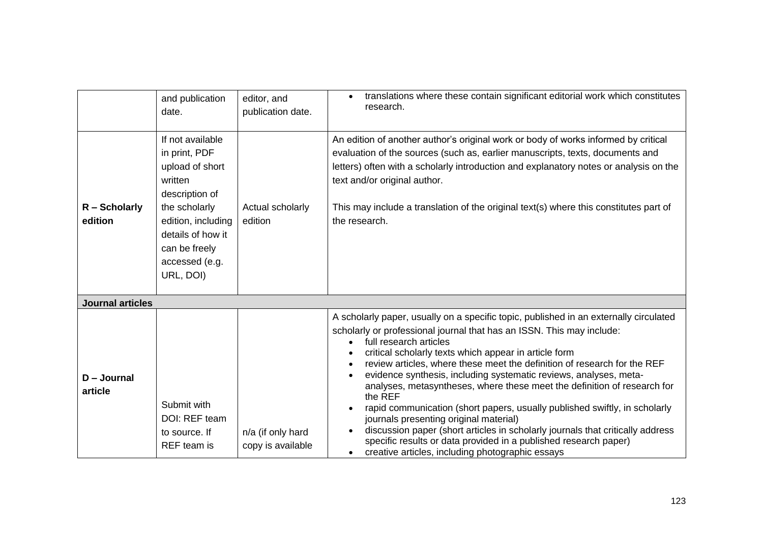|  | and publication date. | editor, and publication date. | • translations where these contain significant editorial work which constitutes research. |
|---|---|---|---|
| **R – Scholarly edition** | If not available in print, PDF upload of short written description of the scholarly edition, including details of how it can be freely accessed (e.g. URL, DOI) | Actual scholarly edition | An edition of another author's original work or body of works informed by critical evaluation of the sources (such as, earlier manuscripts, texts, documents and letters) often with a scholarly introduction and explanatory notes or analysis on the text and/or original author.<br><br>This may include a translation of the original text(s) where this constitutes part of the research. |
| **Journal articles** | | | |
| **D – Journal article** | Submit with DOI: REF team to source. If REF team is | n/a (if only hard copy is available | A scholarly paper, usually on a specific topic, published in an externally circulated scholarly or professional journal that has an ISSN. This may include:<br>• full research articles<br>• critical scholarly texts which appear in article form<br>• review articles, where these meet the definition of research for the REF<br>• evidence synthesis, including systematic reviews, analyses, meta-analyses, metasyntheses, where these meet the definition of research for the REF<br>• rapid communication (short papers, usually published swiftly, in scholarly journals presenting original material)<br>• discussion paper (short articles in scholarly journals that critically address specific results or data provided in a published research paper)<br>• creative articles, including photographic essays |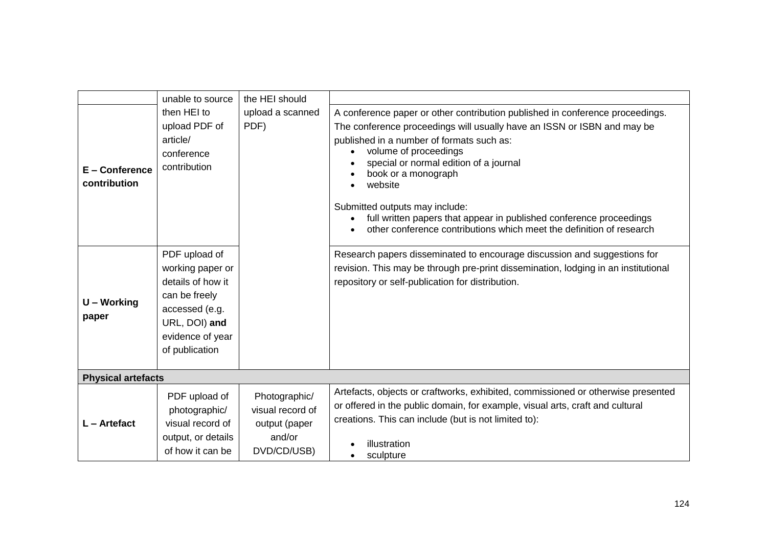| | | | |
|---|---|---|---|
| | unable to source then HEI to upload PDF of article/ conference contribution | the HEI should upload a scanned PDF) | |
| **E – Conference contribution** | | | A conference paper or other contribution published in conference proceedings. The conference proceedings will usually have an ISSN or ISBN and may be published in a number of formats such as: <br>• volume of proceedings <br>• special or normal edition of a journal <br>• book or a monograph <br>• website <br><br>Submitted outputs may include: <br>• full written papers that appear in published conference proceedings <br>• other conference contributions which meet the definition of research |
| **U – Working paper** | PDF upload of working paper or details of how it can be freely accessed (e.g. URL, DOI) **and** evidence of year of publication | | Research papers disseminated to encourage discussion and suggestions for revision. This may be through pre-print dissemination, lodging in an institutional repository or self-publication for distribution. |
| **Physical artefacts** | | | |
| **L – Artefact** | PDF upload of photographic/ visual record of output, or details of how it can be | Photographic/ visual record of output (paper and/or DVD/CD/USB) | Artefacts, objects or craftworks, exhibited, commissioned or otherwise presented or offered in the public domain, for example, visual arts, craft and cultural creations. This can include (but is not limited to): <br><br>• illustration <br>• sculpture |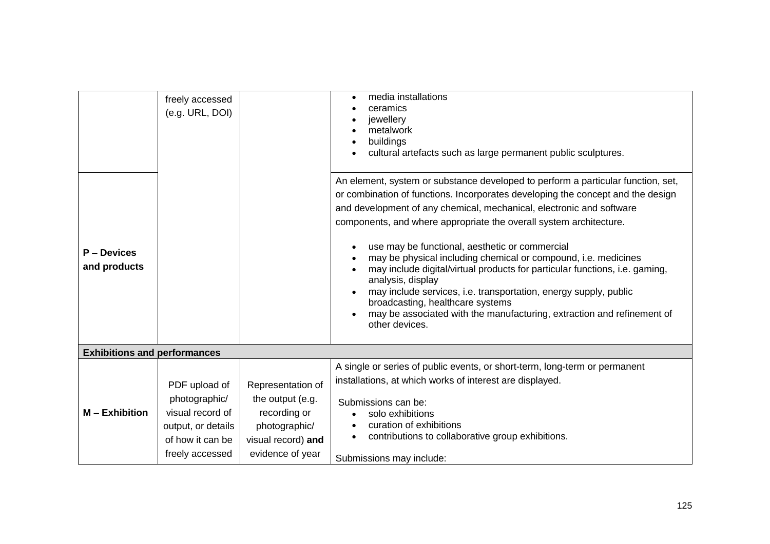| | | | |
|---|---|---|---|
| | freely accessed (e.g. URL, DOI) | | • media installations<br>• ceramics<br>• jewellery<br>• metalwork<br>• buildings<br>• cultural artefacts such as large permanent public sculptures. |
| **P – Devices and products** | | | An element, system or substance developed to perform a particular function, set, or combination of functions. Incorporates developing the concept and the design and development of any chemical, mechanical, electronic and software components, and where appropriate the overall system architecture.<br><br>• use may be functional, aesthetic or commercial<br>• may be physical including chemical or compound, i.e. medicines<br>• may include digital/virtual products for particular functions, i.e. gaming, analysis, display<br>• may include services, i.e. transportation, energy supply, public broadcasting, healthcare systems<br>• may be associated with the manufacturing, extraction and refinement of other devices. |
| **Exhibitions and performances** | | | |
| **M – Exhibition** | PDF upload of photographic/ visual record of output, or details of how it can be freely accessed | Representation of the output (e.g. recording or photographic/ visual record) **and** evidence of year | A single or series of public events, or short-term, long-term or permanent installations, at which works of interest are displayed.<br><br>Submissions can be:<br>• solo exhibitions<br>• curation of exhibitions<br>• contributions to collaborative group exhibitions.<br><br>Submissions may include: |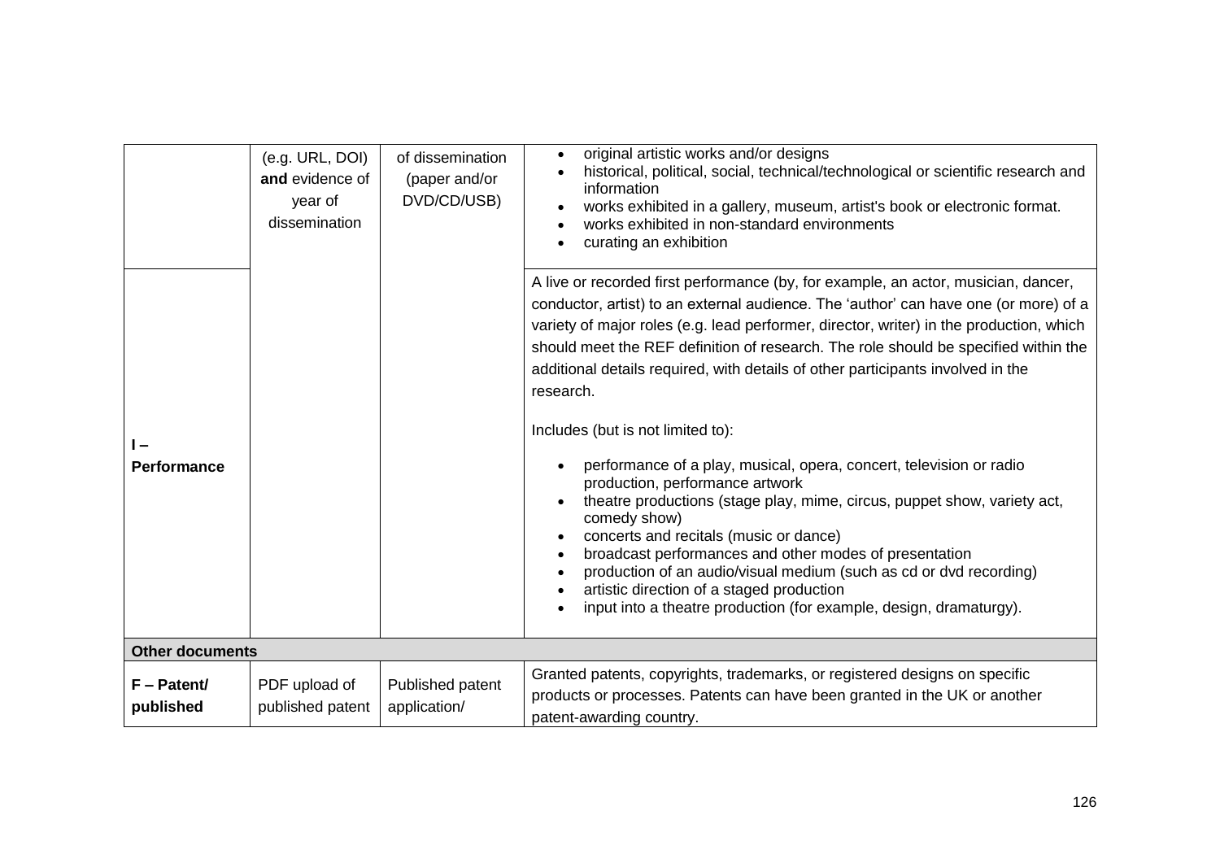| | | | |
|---|---|---|---|
| | (e.g. URL, DOI) **and** evidence of year of dissemination | of dissemination (paper and/or DVD/CD/USB) | • original artistic works and/or designs<br>• historical, political, social, technical/technological or scientific research and information<br>• works exhibited in a gallery, museum, artist's book or electronic format.<br>• works exhibited in non-standard environments<br>• curating an exhibition |
| **I – Performance** | | | A live or recorded first performance (by, for example, an actor, musician, dancer, conductor, artist) to an external audience. The 'author' can have one (or more) of a variety of major roles (e.g. lead performer, director, writer) in the production, which should meet the REF definition of research. The role should be specified within the additional details required, with details of other participants involved in the research.<br><br>Includes (but is not limited to):<br><br>• performance of a play, musical, opera, concert, television or radio production, performance artwork<br>• theatre productions (stage play, mime, circus, puppet show, variety act, comedy show)<br>• concerts and recitals (music or dance)<br>• broadcast performances and other modes of presentation<br>• production of an audio/visual medium (such as cd or dvd recording)<br>• artistic direction of a staged production<br>• input into a theatre production (for example, design, dramaturgy). |
| **Other documents** | | | |
| **F – Patent/ published** | PDF upload of published patent | Published patent application/ | Granted patents, copyrights, trademarks, or registered designs on specific products or processes. Patents can have been granted in the UK or another patent-awarding country. |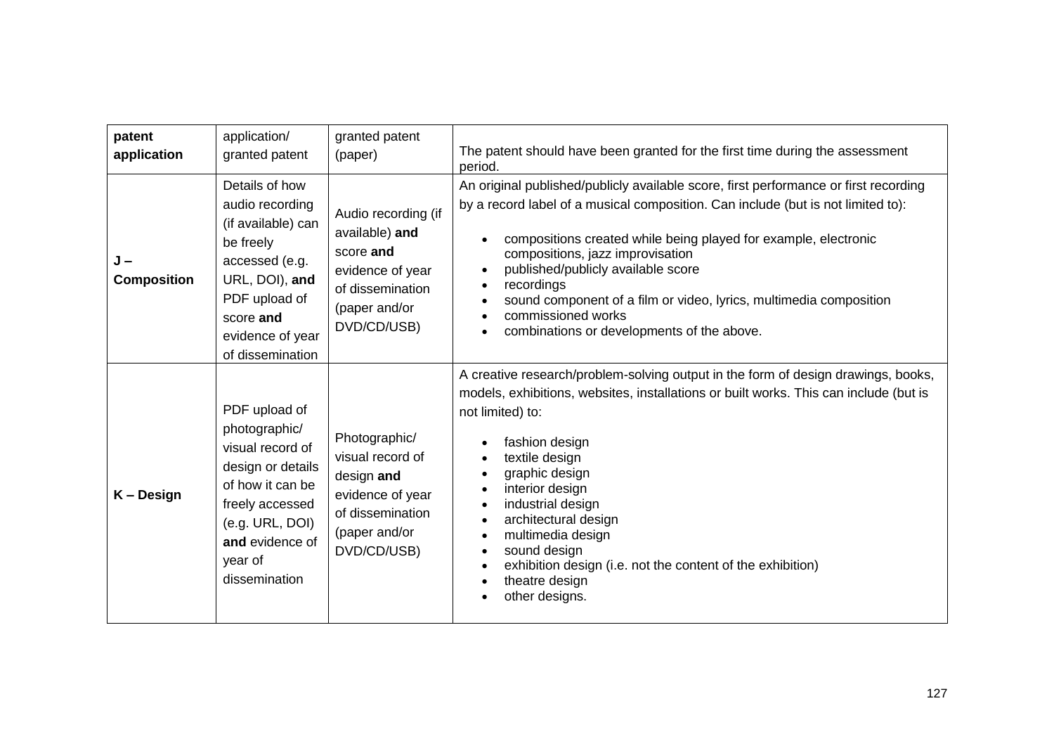| | | | |
|---|---|---|---|
| **patent application** | application/ granted patent | granted patent (paper) | The patent should have been granted for the first time during the assessment period. |
| **J – Composition** | Details of how audio recording (if available) can be freely accessed (e.g. URL, DOI), **and** PDF upload of score **and** evidence of year of dissemination | Audio recording (if available) **and** score **and** evidence of year of dissemination (paper and/or DVD/CD/USB) | An original published/publicly available score, first performance or first recording by a record label of a musical composition. Can include (but is not limited to):<br><br>• compositions created while being played for example, electronic compositions, jazz improvisation<br>• published/publicly available score<br>• recordings<br>• sound component of a film or video, lyrics, multimedia composition<br>• commissioned works<br>• combinations or developments of the above. |
| **K – Design** | PDF upload of photographic/ visual record of design or details of how it can be freely accessed (e.g. URL, DOI) **and** evidence of year of dissemination | Photographic/ visual record of design **and** evidence of year of dissemination (paper and/or DVD/CD/USB) | A creative research/problem-solving output in the form of design drawings, books, models, exhibitions, websites, installations or built works. This can include (but is not limited) to:<br><br>• fashion design<br>• textile design<br>• graphic design<br>• interior design<br>• industrial design<br>• architectural design<br>• multimedia design<br>• sound design<br>• exhibition design (i.e. not the content of the exhibition)<br>• theatre design<br>• other designs. |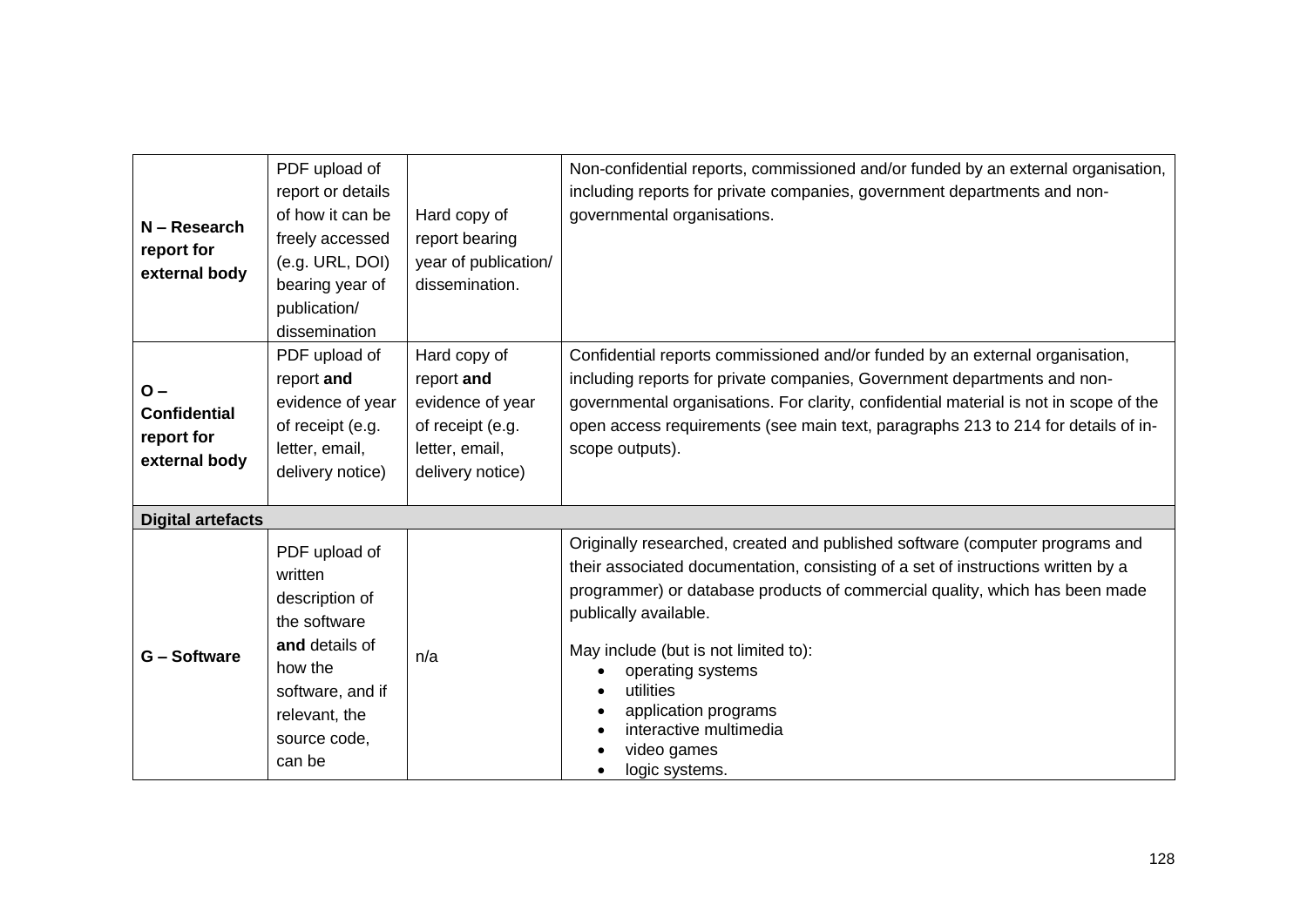| | | | |
|---|---|---|---|
| **N – Research report for external body** | PDF upload of report or details of how it can be freely accessed (e.g. URL, DOI) bearing year of publication/ dissemination | Hard copy of report bearing year of publication/ dissemination. | Non-confidential reports, commissioned and/or funded by an external organisation, including reports for private companies, government departments and non-governmental organisations. |
| **O – Confidential report for external body** | PDF upload of report **and** evidence of year of receipt (e.g. letter, email, delivery notice) | Hard copy of report **and** evidence of year of receipt (e.g. letter, email, delivery notice) | Confidential reports commissioned and/or funded by an external organisation, including reports for private companies, Government departments and non-governmental organisations. For clarity, confidential material is not in scope of the open access requirements (see main text, paragraphs 213 to 214 for details of in-scope outputs). |
| **Digital artefacts** | | | |
| **G – Software** | PDF upload of written description of the software **and** details of how the software, and if relevant, the source code, can be | n/a | Originally researched, created and published software (computer programs and their associated documentation, consisting of a set of instructions written by a programmer) or database products of commercial quality, which has been made publically available.<br><br>May include (but is not limited to):<br>• operating systems<br>• utilities<br>• application programs<br>• interactive multimedia<br>• video games<br>• logic systems. |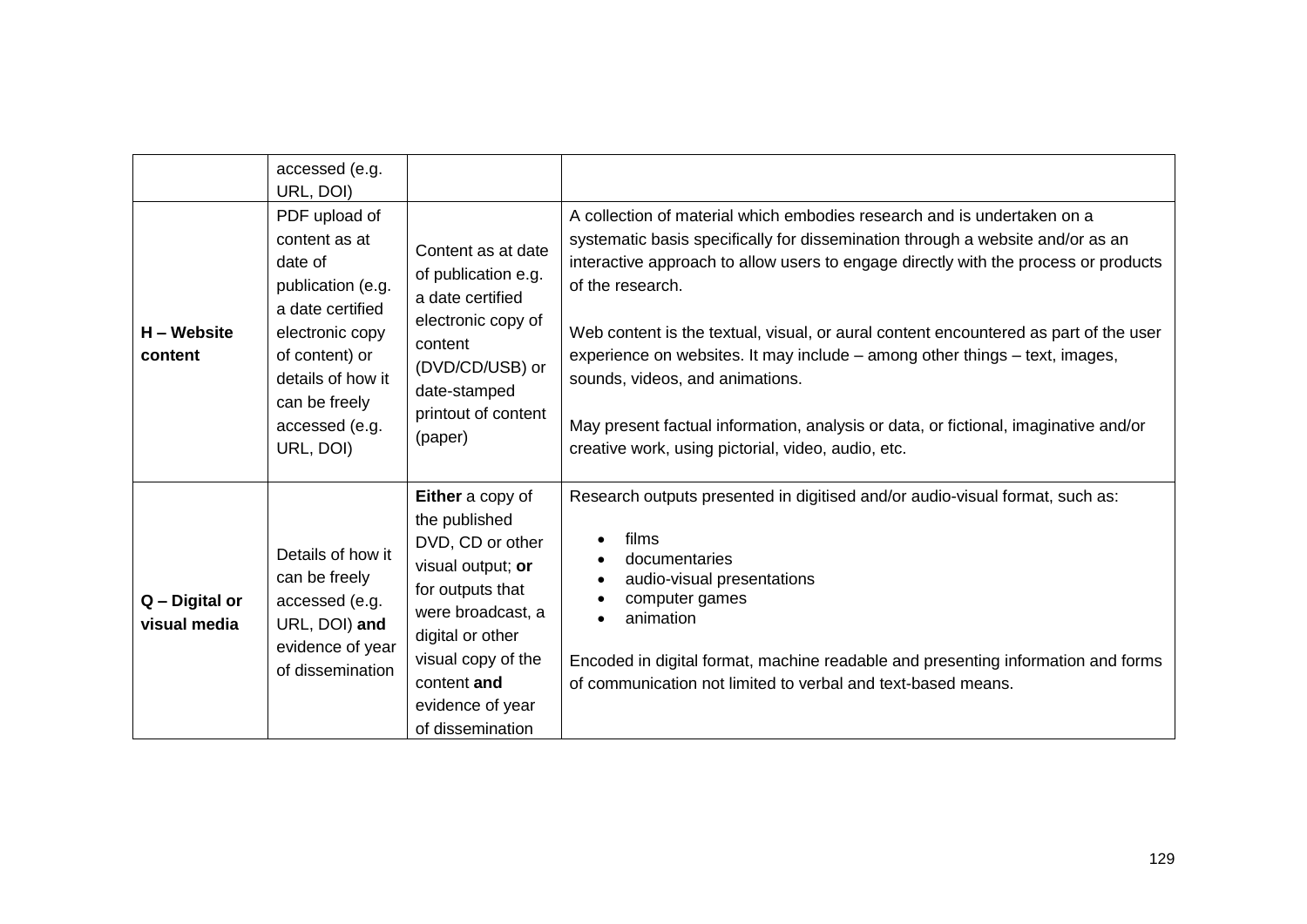| | | | |
|---|---|---|---|
| | accessed (e.g. URL, DOI) | | |
| **H – Website content** | PDF upload of content as at date of publication (e.g. a date certified electronic copy of content) or details of how it can be freely accessed (e.g. URL, DOI) | Content as at date of publication e.g. a date certified electronic copy of content (DVD/CD/USB) or date-stamped printout of content (paper) | A collection of material which embodies research and is undertaken on a systematic basis specifically for dissemination through a website and/or as an interactive approach to allow users to engage directly with the process or products of the research.<br><br>Web content is the textual, visual, or aural content encountered as part of the user experience on websites. It may include – among other things – text, images, sounds, videos, and animations.<br><br>May present factual information, analysis or data, or fictional, imaginative and/or creative work, using pictorial, video, audio, etc. |
| **Q – Digital or visual media** | Details of how it can be freely accessed (e.g. URL, DOI) **and** evidence of year of dissemination | **Either** a copy of the published DVD, CD or other visual output; **or** for outputs that were broadcast, a digital or other visual copy of the content **and** evidence of year of dissemination | Research outputs presented in digitised and/or audio-visual format, such as:<br><br>• films<br>• documentaries<br>• audio-visual presentations<br>• computer games<br>• animation<br><br>Encoded in digital format, machine readable and presenting information and forms of communication not limited to verbal and text-based means. |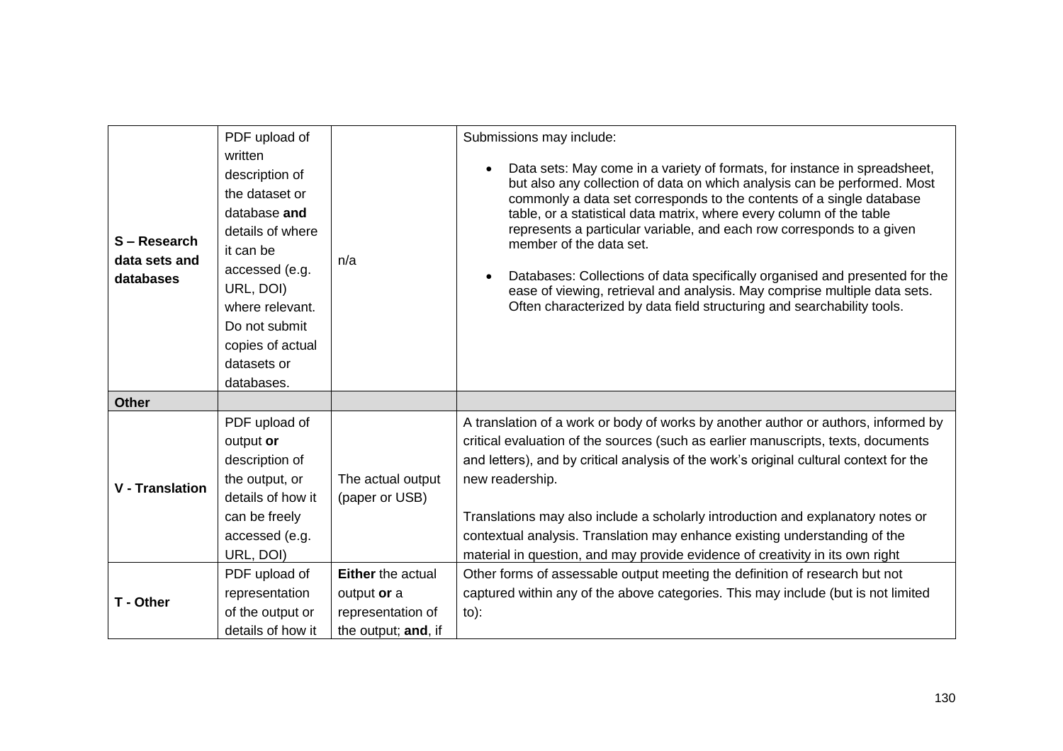| | | | |
|---|---|---|---|
| **S – Research data sets and databases** | PDF upload of written description of the dataset or database **and** details of where it can be accessed (e.g. URL, DOI) where relevant. Do not submit copies of actual datasets or databases. | n/a | Submissions may include:<br><br>• Data sets: May come in a variety of formats, for instance in spreadsheet, but also any collection of data on which analysis can be performed. Most commonly a data set corresponds to the contents of a single database table, or a statistical data matrix, where every column of the table represents a particular variable, and each row corresponds to a given member of the data set.<br><br>• Databases: Collections of data specifically organised and presented for the ease of viewing, retrieval and analysis. May comprise multiple data sets. Often characterized by data field structuring and searchability tools. |
| **Other** | | | |
| **V - Translation** | PDF upload of output **or** description of the output, or details of how it can be freely accessed (e.g. URL, DOI) | The actual output (paper or USB) | A translation of a work or body of works by another author or authors, informed by critical evaluation of the sources (such as earlier manuscripts, texts, documents and letters), and by critical analysis of the work's original cultural context for the new readership.<br><br>Translations may also include a scholarly introduction and explanatory notes or contextual analysis. Translation may enhance existing understanding of the material in question, and may provide evidence of creativity in its own right |
| **T - Other** | PDF upload of representation of the output or details of how it | **Either** the actual output **or** a representation of the output; **and**, if | Other forms of assessable output meeting the definition of research but not captured within any of the above categories. This may include (but is not limited to): |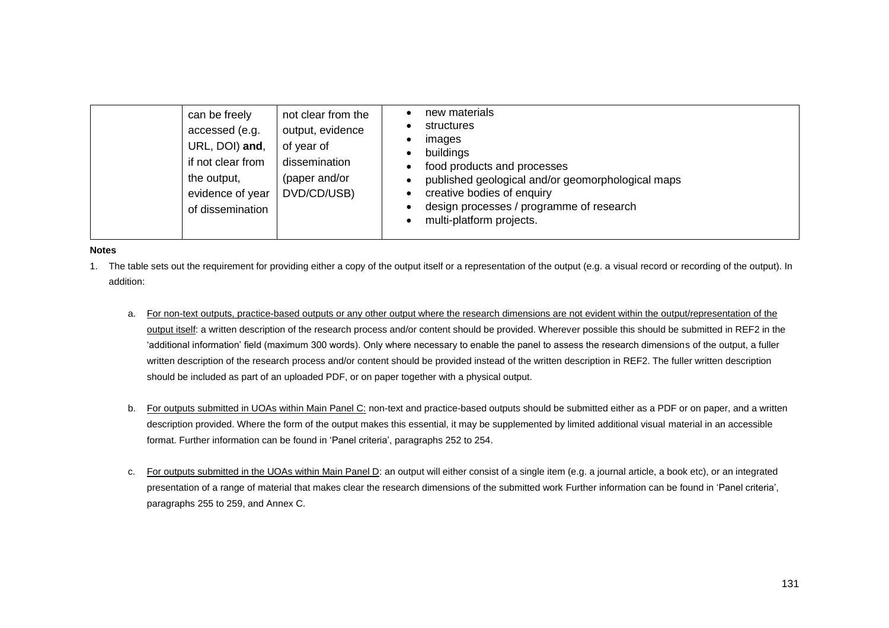| | | | |
|---|---|---|---|
| | can be freely accessed (e.g. URL, DOI) **and**, if not clear from the output, evidence of year of dissemination | not clear from the output, evidence of year of dissemination (paper and/or DVD/CD/USB) | • new materials<br>• structures<br>• images<br>• buildings<br>• food products and processes<br>• published geological and/or geomorphological maps<br>• creative bodies of enquiry<br>• design processes / programme of research<br>• multi-platform projects. |

**Notes**

1. The table sets out the requirement for providing either a copy of the output itself or a representation of the output (e.g. a visual record or recording of the output). In addition:

   a. For non-text outputs, practice-based outputs or any other output where the research dimensions are not evident within the output/representation of the output itself: a written description of the research process and/or content should be provided. Wherever possible this should be submitted in REF2 in the 'additional information' field (maximum 300 words). Only where necessary to enable the panel to assess the research dimensions of the output, a fuller written description of the research process and/or content should be provided instead of the written description in REF2. The fuller written description should be included as part of an uploaded PDF, or on paper together with a physical output.

   b. For outputs submitted in UOAs within Main Panel C: non-text and practice-based outputs should be submitted either as a PDF or on paper, and a written description provided. Where the form of the output makes this essential, it may be supplemented by limited additional visual material in an accessible format. Further information can be found in 'Panel criteria', paragraphs 252 to 254.

   c. For outputs submitted in the UOAs within Main Panel D: an output will either consist of a single item (e.g. a journal article, a book etc), or an integrated presentation of a range of material that makes clear the research dimensions of the submitted work Further information can be found in 'Panel criteria', paragraphs 255 to 259, and Annex C.